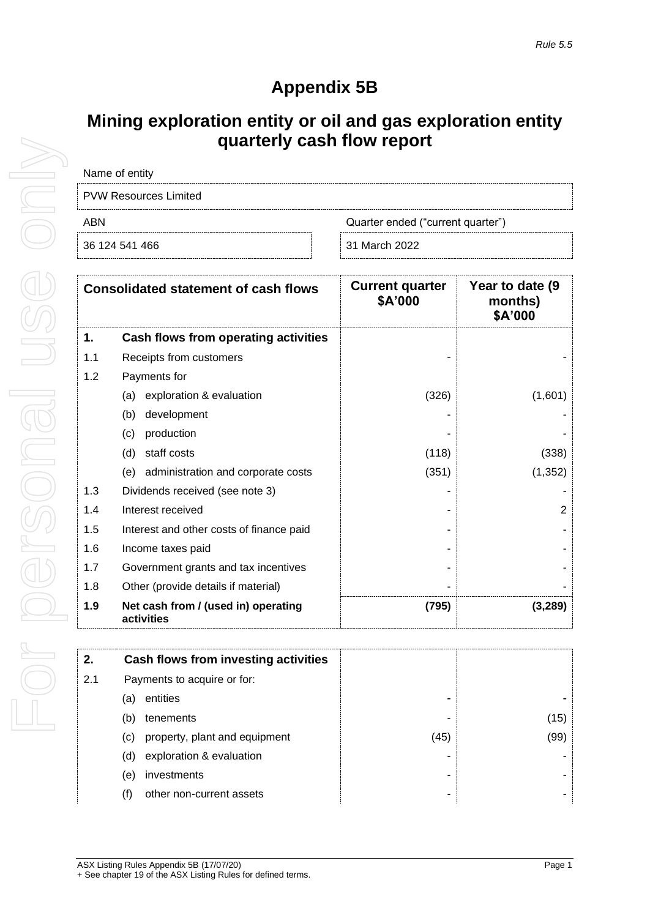*Rule 5.5*

# Appendix 5B

## Mining exploration entity or oil and gas exploration entity quarterly cash flow report

| Name of entity | |
|---|---|
| PVW Resources Limited | |
| **ABN** | **Quarter ended ("current quarter")** |
| 36 124 541 466 | 31 March 2022 |

| | Consolidated statement of cash flows | Current quarter $A'000 | Year to date (9 months) $A'000 |
|---|---|---|---|
| **1.** | **Cash flows from operating activities** | | |
| 1.1 | Receipts from customers | - | - |
| 1.2 | Payments for | | |
| | (a) exploration & evaluation | (326) | (1,601) |
| | (b) development | - | - |
| | (c) production | - | - |
| | (d) staff costs | (118) | (338) |
| | (e) administration and corporate costs | (351) | (1,352) |
| 1.3 | Dividends received (see note 3) | - | - |
| 1.4 | Interest received | - | 2 |
| 1.5 | Interest and other costs of finance paid | - | - |
| 1.6 | Income taxes paid | - | - |
| 1.7 | Government grants and tax incentives | - | - |
| 1.8 | Other (provide details if material) | - | - |
| **1.9** | **Net cash from / (used in) operating activities** | **(795)** | **(3,289)** |

| | | | |
|---|---|---|---|
| **2.** | **Cash flows from investing activities** | | |
| 2.1 | Payments to acquire or for: | | |
| | (a) entities | - | - |
| | (b) tenements | - | (15) |
| | (c) property, plant and equipment | (45) | (99) |
| | (d) exploration & evaluation | - | - |
| | (e) investments | - | - |
| | (f) other non-current assets | - | - |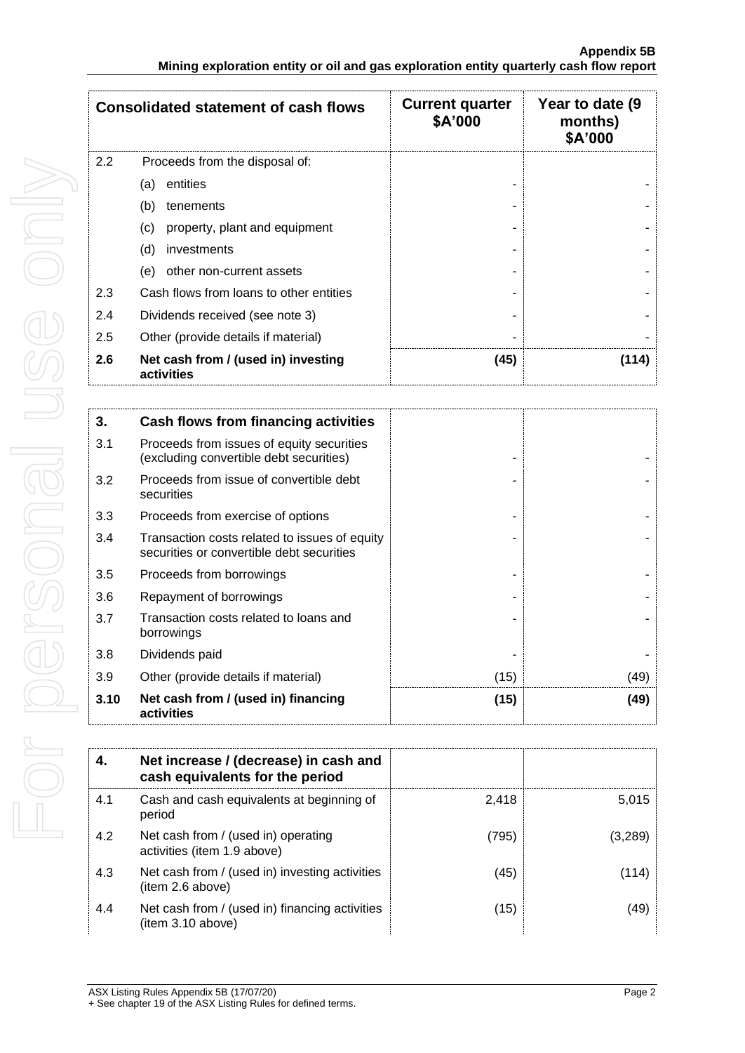| | Consolidated statement of cash flows | Current quarter $A'000 | Year to date (9 months) $A'000 |
|---|---|---|---|
| 2.2 | Proceeds from the disposal of: | | |
| | (a) entities | - | - |
| | (b) tenements | - | - |
| | (c) property, plant and equipment | - | - |
| | (d) investments | - | - |
| | (e) other non-current assets | - | - |
| 2.3 | Cash flows from loans to other entities | - | - |
| 2.4 | Dividends received (see note 3) | - | - |
| 2.5 | Other (provide details if material) | - | - |
| **2.6** | **Net cash from / (used in) investing activities** | **(45)** | **(114)** |

| | | | |
|---|---|---|---|
| **3.** | **Cash flows from financing activities** | | |
| 3.1 | Proceeds from issues of equity securities (excluding convertible debt securities) | - | - |
| 3.2 | Proceeds from issue of convertible debt securities | - | - |
| 3.3 | Proceeds from exercise of options | - | - |
| 3.4 | Transaction costs related to issues of equity securities or convertible debt securities | - | - |
| 3.5 | Proceeds from borrowings | - | - |
| 3.6 | Repayment of borrowings | - | - |
| 3.7 | Transaction costs related to loans and borrowings | - | - |
| 3.8 | Dividends paid | - | - |
| 3.9 | Other (provide details if material) | (15) | (49) |
| **3.10** | **Net cash from / (used in) financing activities** | **(15)** | **(49)** |

| | | | |
|---|---|---|---|
| **4.** | **Net increase / (decrease) in cash and cash equivalents for the period** | | |
| 4.1 | Cash and cash equivalents at beginning of period | 2,418 | 5,015 |
| 4.2 | Net cash from / (used in) operating activities (item 1.9 above) | (795) | (3,289) |
| 4.3 | Net cash from / (used in) investing activities (item 2.6 above) | (45) | (114) |
| 4.4 | Net cash from / (used in) financing activities (item 3.10 above) | (15) | (49) |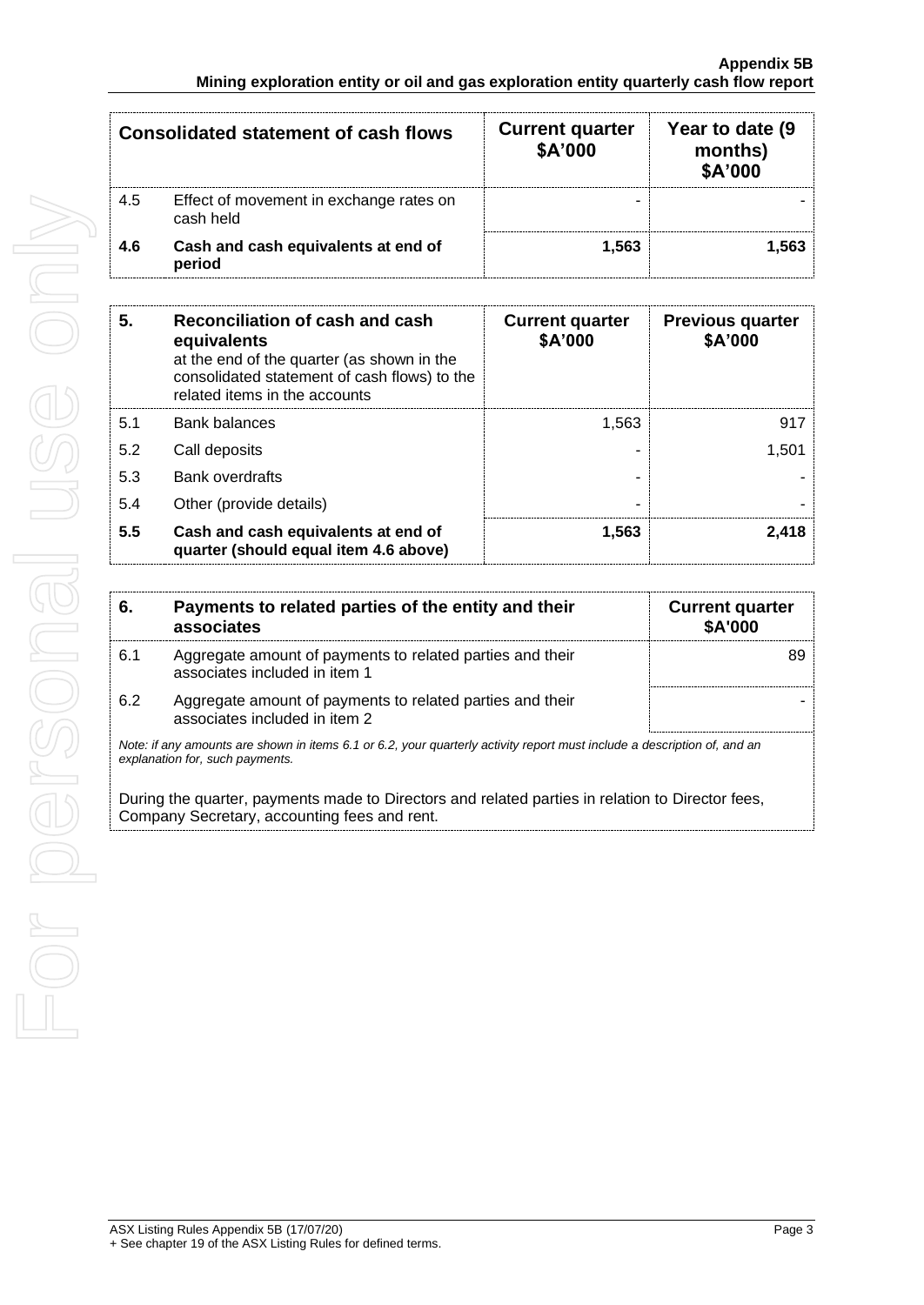| Consolidated statement of cash flows | | Current quarter $A'000 | Year to date (9 months) $A'000 |
|---|---|---|---|
| 4.5 | Effect of movement in exchange rates on cash held | - | - |
| **4.6** | **Cash and cash equivalents at end of period** | **1,563** | **1,563** |

| 5. | **Reconciliation of cash and cash equivalents** at the end of the quarter (as shown in the consolidated statement of cash flows) to the related items in the accounts | Current quarter $A'000 | Previous quarter $A'000 |
|---|---|---|---|
| 5.1 | Bank balances | 1,563 | 917 |
| 5.2 | Call deposits | - | 1,501 |
| 5.3 | Bank overdrafts | - | - |
| 5.4 | Other (provide details) | - | - |
| **5.5** | **Cash and cash equivalents at end of quarter (should equal item 4.6 above)** | **1,563** | **2,418** |

| 6. | Payments to related parties of the entity and their associates | Current quarter $A'000 |
|---|---|---|
| 6.1 | Aggregate amount of payments to related parties and their associates included in item 1 | 89 |
| 6.2 | Aggregate amount of payments to related parties and their associates included in item 2 | - |

*Note: if any amounts are shown in items 6.1 or 6.2, your quarterly activity report must include a description of, and an explanation for, such payments.*

During the quarter, payments made to Directors and related parties in relation to Director fees, Company Secretary, accounting fees and rent.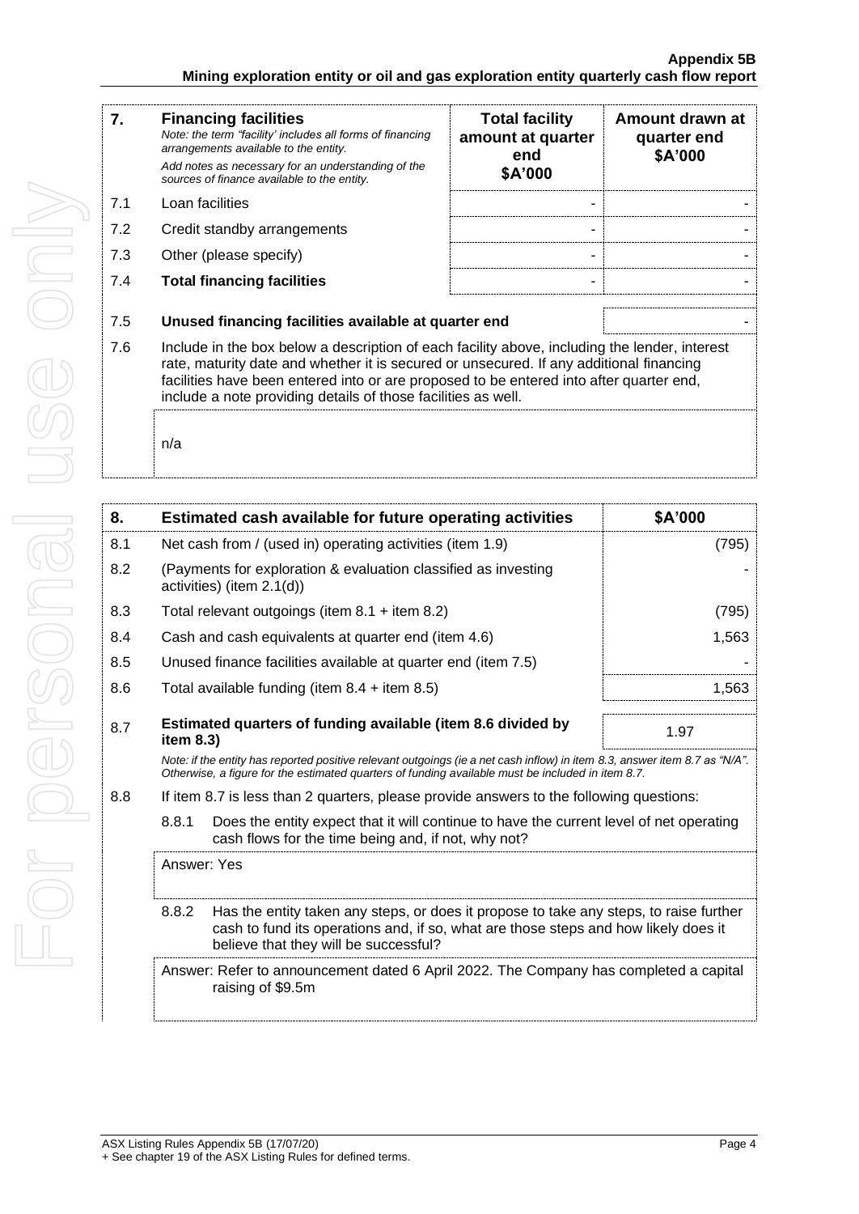| 7. | Financing facilities<br>*Note: the term "facility' includes all forms of financing arrangements available to the entity.*<br>*Add notes as necessary for an understanding of the sources of finance available to the entity.* | Total facility amount at quarter end<br>$A'000 | Amount drawn at quarter end<br>$A'000 |
|---|---|---|---|
| 7.1 | Loan facilities | - | - |
| 7.2 | Credit standby arrangements | - | - |
| 7.3 | Other (please specify) | - | - |
| 7.4 | **Total financing facilities** | - | - |

| | | |
|---|---|---|
| 7.5 | **Unused financing facilities available at quarter end** | - |

7.6 Include in the box below a description of each facility above, including the lender, interest rate, maturity date and whether it is secured or unsecured. If any additional financing facilities have been entered into or are proposed to be entered into after quarter end, include a note providing details of those facilities as well.

n/a

| 8. | Estimated cash available for future operating activities | $A'000 |
|---|---|---|
| 8.1 | Net cash from / (used in) operating activities (item 1.9) | (795) |
| 8.2 | (Payments for exploration & evaluation classified as investing activities) (item 2.1(d)) | - |
| 8.3 | Total relevant outgoings (item 8.1 + item 8.2) | (795) |
| 8.4 | Cash and cash equivalents at quarter end (item 4.6) | 1,563 |
| 8.5 | Unused finance facilities available at quarter end (item 7.5) | - |
| 8.6 | Total available funding (item 8.4 + item 8.5) | 1,563 |
| 8.7 | **Estimated quarters of funding available (item 8.6 divided by item 8.3)** | 1.97 |

*Note: if the entity has reported positive relevant outgoings (ie a net cash inflow) in item 8.3, answer item 8.7 as "N/A". Otherwise, a figure for the estimated quarters of funding available must be included in item 8.7.*

8.8 If item 8.7 is less than 2 quarters, please provide answers to the following questions:

8.8.1 Does the entity expect that it will continue to have the current level of net operating cash flows for the time being and, if not, why not?

Answer: Yes

8.8.2 Has the entity taken any steps, or does it propose to take any steps, to raise further cash to fund its operations and, if so, what are those steps and how likely does it believe that they will be successful?

Answer: Refer to announcement dated 6 April 2022. The Company has completed a capital raising of $9.5m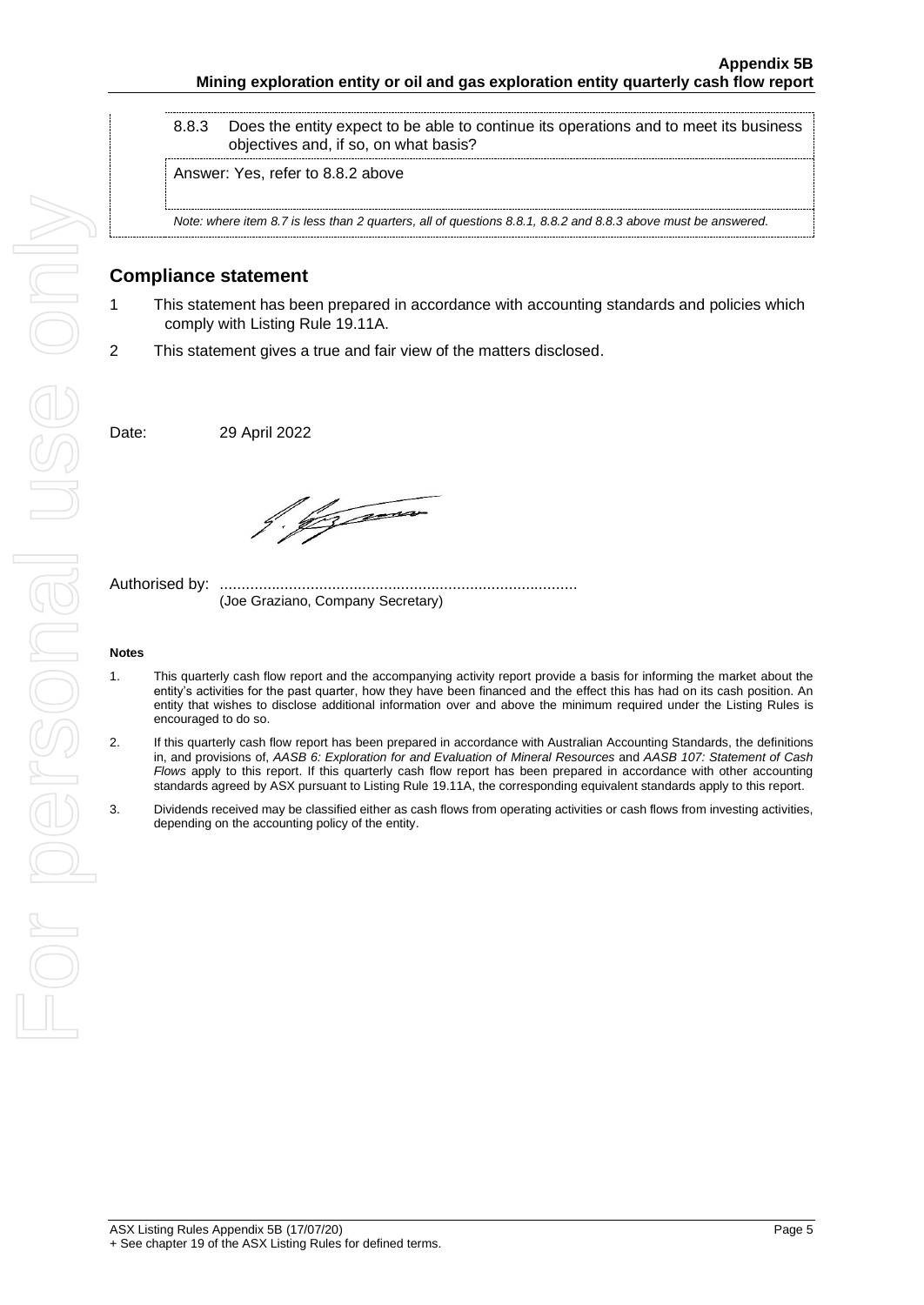8.8.3 Does the entity expect to be able to continue its operations and to meet its business objectives and, if so, on what basis?

Answer: Yes, refer to 8.8.2 above

*Note: where item 8.7 is less than 2 quarters, all of questions 8.8.1, 8.8.2 and 8.8.3 above must be answered.*

## Compliance statement

1. This statement has been prepared in accordance with accounting standards and policies which comply with Listing Rule 19.11A.
2. This statement gives a true and fair view of the matters disclosed.

Date: 29 April 2022

Authorised by: ..................................................................................
(Joe Graziano, Company Secretary)

**Notes**

1. This quarterly cash flow report and the accompanying activity report provide a basis for informing the market about the entity's activities for the past quarter, how they have been financed and the effect this has had on its cash position. An entity that wishes to disclose additional information over and above the minimum required under the Listing Rules is encouraged to do so.
2. If this quarterly cash flow report has been prepared in accordance with Australian Accounting Standards, the definitions in, and provisions of, *AASB 6: Exploration for and Evaluation of Mineral Resources* and *AASB 107: Statement of Cash Flows* apply to this report. If this quarterly cash flow report has been prepared in accordance with other accounting standards agreed by ASX pursuant to Listing Rule 19.11A, the corresponding equivalent standards apply to this report.
3. Dividends received may be classified either as cash flows from operating activities or cash flows from investing activities, depending on the accounting policy of the entity.